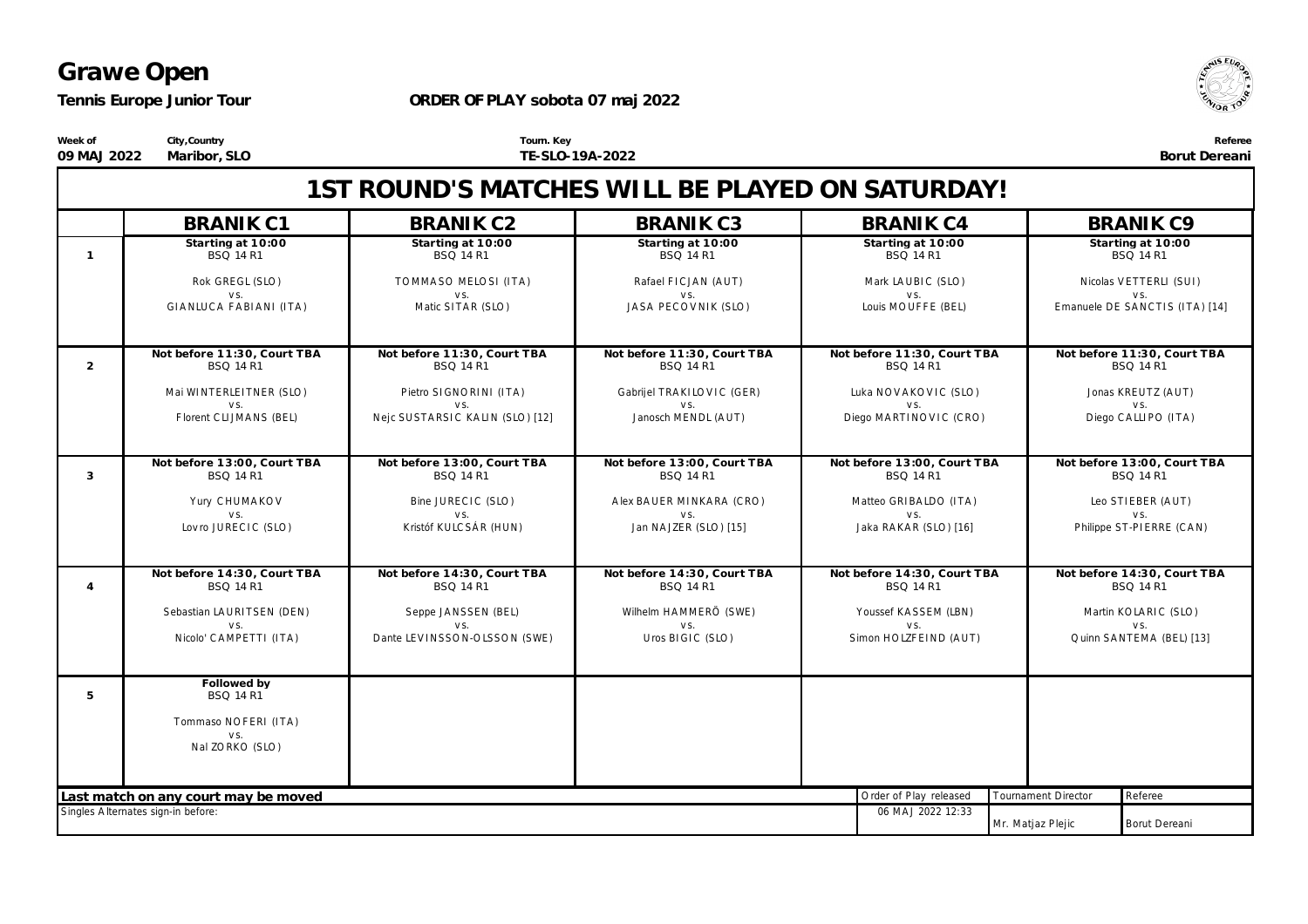# Grawe Open

**Tennis Europe Junior Tour**

**ORDER OF PLAY sobota 07 maj 2022**

| Week of | City,Country | Tourn. Key | Referee |
|---|---|---|---|
| 09 MAJ 2022 | Maribor, SLO | TE-SLO-19A-2022 | Borut Dereani |

## 1ST ROUND'S MATCHES WILL BE PLAYED ON SATURDAY!

| | BRANIK C1 | BRANIK C2 | BRANIK C3 | BRANIK C4 | BRANIK C9 |
|---|---|---|---|---|---|
| 1 | **Starting at 10:00**<br>BSQ 14 R1<br><br>Rok GREGL (SLO)<br>vs.<br>GIANLUCA FABIANI (ITA) | **Starting at 10:00**<br>BSQ 14 R1<br><br>TOMMASO MELOSI (ITA)<br>vs.<br>Matic SITAR (SLO) | **Starting at 10:00**<br>BSQ 14 R1<br><br>Rafael FICJAN (AUT)<br>vs.<br>JASA PECOVNIK (SLO) | **Starting at 10:00**<br>BSQ 14 R1<br><br>Mark LAUBIC (SLO)<br>vs.<br>Louis MOUFFE (BEL) | **Starting at 10:00**<br>BSQ 14 R1<br><br>Nicolas VETTERLI (SUI)<br>vs.<br>Emanuele DE SANCTIS (ITA) [14] |
| 2 | **Not before 11:30, Court TBA**<br>BSQ 14 R1<br><br>Mai WINTERLEITNER (SLO)<br>vs.<br>Florent CLIJMANS (BEL) | **Not before 11:30, Court TBA**<br>BSQ 14 R1<br><br>Pietro SIGNORINI (ITA)<br>vs.<br>Nejc SUSTARSIC KALIN (SLO) [12] | **Not before 11:30, Court TBA**<br>BSQ 14 R1<br><br>Gabrijel TRAKILOVIC (GER)<br>vs.<br>Janosch MENDL (AUT) | **Not before 11:30, Court TBA**<br>BSQ 14 R1<br><br>Luka NOVAKOVIC (SLO)<br>vs.<br>Diego MARTINOVIC (CRO) | **Not before 11:30, Court TBA**<br>BSQ 14 R1<br><br>Jonas KREUTZ (AUT)<br>vs.<br>Diego CALLIPO (ITA) |
| 3 | **Not before 13:00, Court TBA**<br>BSQ 14 R1<br><br>Yury CHUMAKOV<br>vs.<br>Lovro JURECIC (SLO) | **Not before 13:00, Court TBA**<br>BSQ 14 R1<br><br>Bine JURECIC (SLO)<br>vs.<br>Kristóf KULCSÁR (HUN) | **Not before 13:00, Court TBA**<br>BSQ 14 R1<br><br>Alex BAUER MINKARA (CRO)<br>vs.<br>Jan NAJZER (SLO) [15] | **Not before 13:00, Court TBA**<br>BSQ 14 R1<br><br>Matteo GRIBALDO (ITA)<br>vs.<br>Jaka RAKAR (SLO) [16] | **Not before 13:00, Court TBA**<br>BSQ 14 R1<br><br>Leo STIEBER (AUT)<br>vs.<br>Philippe ST-PIERRE (CAN) |
| 4 | **Not before 14:30, Court TBA**<br>BSQ 14 R1<br><br>Sebastian LAURITSEN (DEN)<br>vs.<br>Nicolo' CAMPETTI (ITA) | **Not before 14:30, Court TBA**<br>BSQ 14 R1<br><br>Seppe JANSSEN (BEL)<br>vs.<br>Dante LEVINSSON-OLSSON (SWE) | **Not before 14:30, Court TBA**<br>BSQ 14 R1<br><br>Wilhelm HAMMERÖ (SWE)<br>vs.<br>Uros BIGIC (SLO) | **Not before 14:30, Court TBA**<br>BSQ 14 R1<br><br>Youssef KASSEM (LBN)<br>vs.<br>Simon HOLZFEIND (AUT) | **Not before 14:30, Court TBA**<br>BSQ 14 R1<br><br>Martin KOLARIC (SLO)<br>vs.<br>Quinn SANTEMA (BEL) [13] |
| 5 | **Followed by**<br>BSQ 14 R1<br><br>Tommaso NOFERI (ITA)<br>vs.<br>Nal ZORKO (SLO) | | | | |

**Last match on any court may be moved**

Singles Alternates sign-in before:

| Order of Play released | Tournament Director | Referee |
|---|---|---|
| 06 MAJ 2022 12:33 | Mr. Matjaz Plejic | Borut Dereani |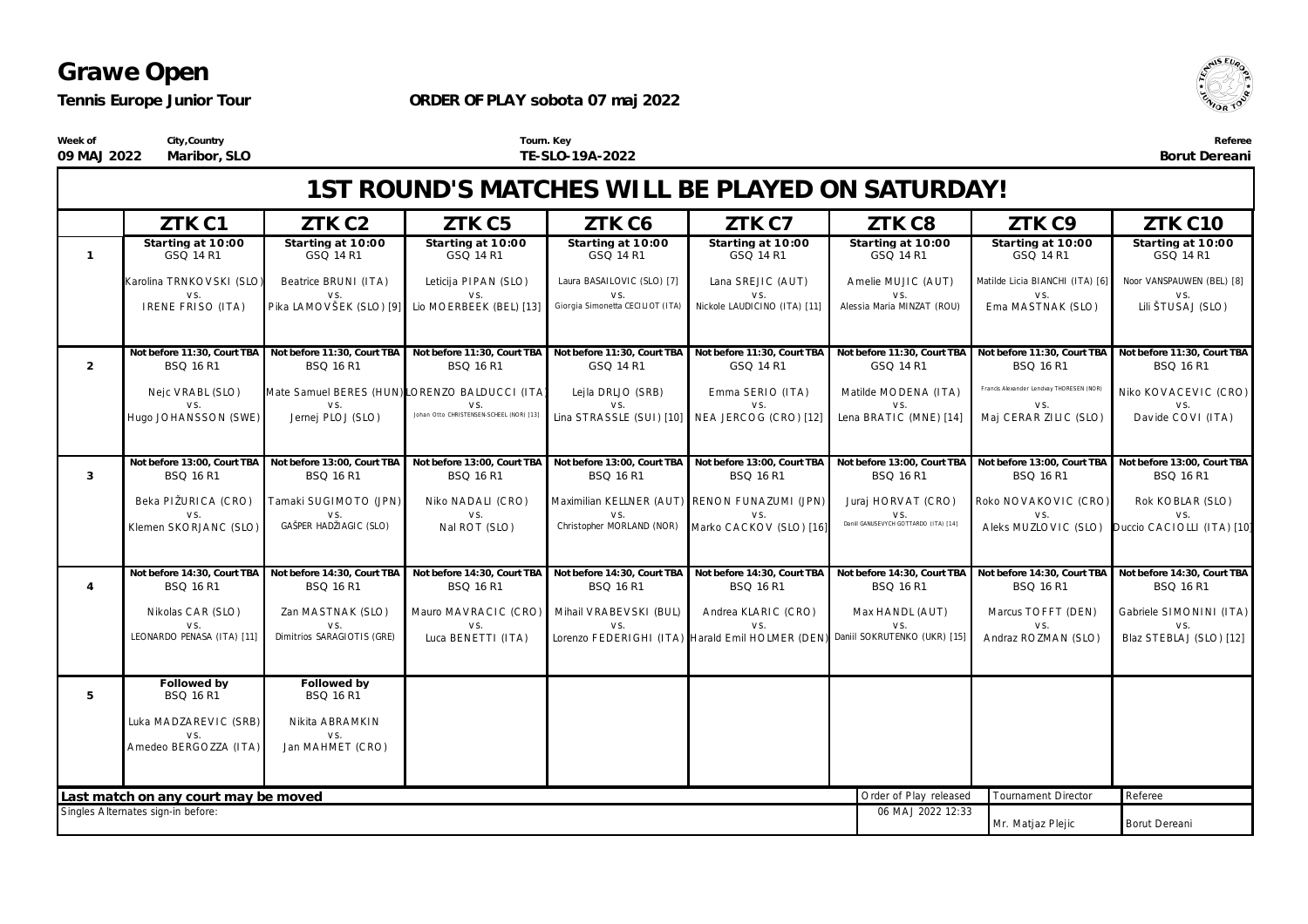# Grawe Open

**Tennis Europe Junior Tour** **ORDER OF PLAY sobota 07 maj 2022**

| Week of | City,Country | Tourn. Key | Referee |
|---|---|---|---|
| 09 MAJ 2022 | Maribor, SLO | TE-SLO-19A-2022 | Borut Dereani |

## 1ST ROUND'S MATCHES WILL BE PLAYED ON SATURDAY!

| | ZTK C1 | ZTK C2 | ZTK C5 | ZTK C6 | ZTK C7 | ZTK C8 | ZTK C9 | ZTK C10 |
|---|---|---|---|---|---|---|---|---|
| 1 | Starting at 10:00<br>GSQ 14 R1<br><br>Karolina TRNKOVSKI (SLO)<br>vs.<br>IRENE FRISO (ITA) | Starting at 10:00<br>GSQ 14 R1<br><br>Beatrice BRUNI (ITA)<br>vs.<br>Pika LAMOVŠEK (SLO) [9] | Starting at 10:00<br>GSQ 14 R1<br><br>Leticija PIPAN (SLO)<br>vs.<br>Lio MOERBEEK (BEL) [13] | Starting at 10:00<br>GSQ 14 R1<br><br>Laura BASAILOVIC (SLO) [7]<br>vs.<br>Giorgia Simonetta CECILIOT (ITA) | Starting at 10:00<br>GSQ 14 R1<br><br>Lana SREJIC (AUT)<br>vs.<br>Nickole LAUDICINO (ITA) [11] | Starting at 10:00<br>GSQ 14 R1<br><br>Amelie MUJIC (AUT)<br>vs.<br>Alessia Maria MINZAT (ROU) | Starting at 10:00<br>GSQ 14 R1<br><br>Matilde Licia BIANCHI (ITA) [6]<br>vs.<br>Ema MASTNAK (SLO) | Starting at 10:00<br>GSQ 14 R1<br><br>Noor VANSPAUWEN (BEL) [8]<br>vs.<br>Lili ŠTUSAJ (SLO) |
| 2 | Not before 11:30, Court TBA<br>BSQ 16 R1<br><br>Nejc VRABL (SLO)<br>vs.<br>Hugo JOHANSSON (SWE) | Not before 11:30, Court TBA<br>BSQ 16 R1<br><br>Mate Samuel BERES (HUN)<br>vs.<br>Jernej PLOJ (SLO) | Not before 11:30, Court TBA<br>BSQ 16 R1<br><br>LORENZO BALDUCCI (ITA)<br>vs.<br>Johan Otto CHRISTENSEN-SCHEEL (NOR) [13] | Not before 11:30, Court TBA<br>GSQ 14 R1<br><br>Lejla DRLJO (SRB)<br>vs.<br>Lina STRASSLE (SUI) [10] | Not before 11:30, Court TBA<br>GSQ 14 R1<br><br>Emma SERIO (ITA)<br>vs.<br>NEA JERCOG (CRO) [12] | Not before 11:30, Court TBA<br>GSQ 14 R1<br><br>Matilde MODENA (ITA)<br>vs.<br>Lena BRATIC (MNE) [14] | Not before 11:30, Court TBA<br>BSQ 16 R1<br><br>Francis Alexander Lendvay THORESEN (NOR)<br>vs.<br>Maj CERAR ZILIC (SLO) | Not before 11:30, Court TBA<br>BSQ 16 R1<br><br>Niko KOVACEVIC (CRO)<br>vs.<br>Davide COVI (ITA) |
| 3 | Not before 13:00, Court TBA<br>BSQ 16 R1<br><br>Beka PIŽURICA (CRO)<br>vs.<br>Klemen SKORJANC (SLO) | Not before 13:00, Court TBA<br>BSQ 16 R1<br><br>Tamaki SUGIMOTO (JPN)<br>vs.<br>GAŠPER HADŽIAGIC (SLO) | Not before 13:00, Court TBA<br>BSQ 16 R1<br><br>Niko NADALI (CRO)<br>vs.<br>Nal ROT (SLO) | Not before 13:00, Court TBA<br>BSQ 16 R1<br><br>Maximilian KELLNER (AUT)<br>vs.<br>Christopher MORLAND (NOR) | Not before 13:00, Court TBA<br>BSQ 16 R1<br><br>RENON FUNAZUMI (JPN)<br>vs.<br>Marko CACKOV (SLO) [16] | Not before 13:00, Court TBA<br>BSQ 16 R1<br><br>Juraj HORVAT (CRO)<br>vs.<br>Daniil GANUSEVYCH GOTTARDO (ITA) [14] | Not before 13:00, Court TBA<br>BSQ 16 R1<br><br>Roko NOVAKOVIC (CRO)<br>vs.<br>Aleks MUZLOVIC (SLO) | Not before 13:00, Court TBA<br>BSQ 16 R1<br><br>Rok KOBLAR (SLO)<br>vs.<br>Duccio CACIOLLI (ITA) [10] |
| 4 | Not before 14:30, Court TBA<br>BSQ 16 R1<br><br>Nikolas CAR (SLO)<br>vs.<br>LEONARDO PENASA (ITA) [11] | Not before 14:30, Court TBA<br>BSQ 16 R1<br><br>Zan MASTNAK (SLO)<br>vs.<br>Dimitrios SARAGIOTIS (GRE) | Not before 14:30, Court TBA<br>BSQ 16 R1<br><br>Mauro MAVRACIC (CRO)<br>vs.<br>Luca BENETTI (ITA) | Not before 14:30, Court TBA<br>BSQ 16 R1<br><br>Mihail VRABEVSKI (BUL)<br>vs.<br>Lorenzo FEDERIGHI (ITA) | Not before 14:30, Court TBA<br>BSQ 16 R1<br><br>Andrea KLARIC (CRO)<br>vs.<br>Harald Emil HOLMER (DEN) | Not before 14:30, Court TBA<br>BSQ 16 R1<br><br>Max HANDL (AUT)<br>vs.<br>Daniil SOKRUTENKO (UKR) [15] | Not before 14:30, Court TBA<br>BSQ 16 R1<br><br>Marcus TOFFT (DEN)<br>vs.<br>Andraz ROZMAN (SLO) | Not before 14:30, Court TBA<br>BSQ 16 R1<br><br>Gabriele SIMONINI (ITA)<br>vs.<br>Blaz STEBLAJ (SLO) [12] |
| 5 | Followed by<br>BSQ 16 R1<br><br>Luka MADZAREVIC (SRB)<br>vs.<br>Amedeo BERGOZZA (ITA) | Followed by<br>BSQ 16 R1<br><br>Nikita ABRAMKIN<br>vs.<br>Jan MAHMET (CRO) | | | | | | |

**Last match on any court may be moved**

Singles Alternates sign-in before:

| Order of Play released | Tournament Director | Referee |
|---|---|---|
| 06 MAJ 2022 12:33 | Mr. Matjaz Plejic | Borut Dereani |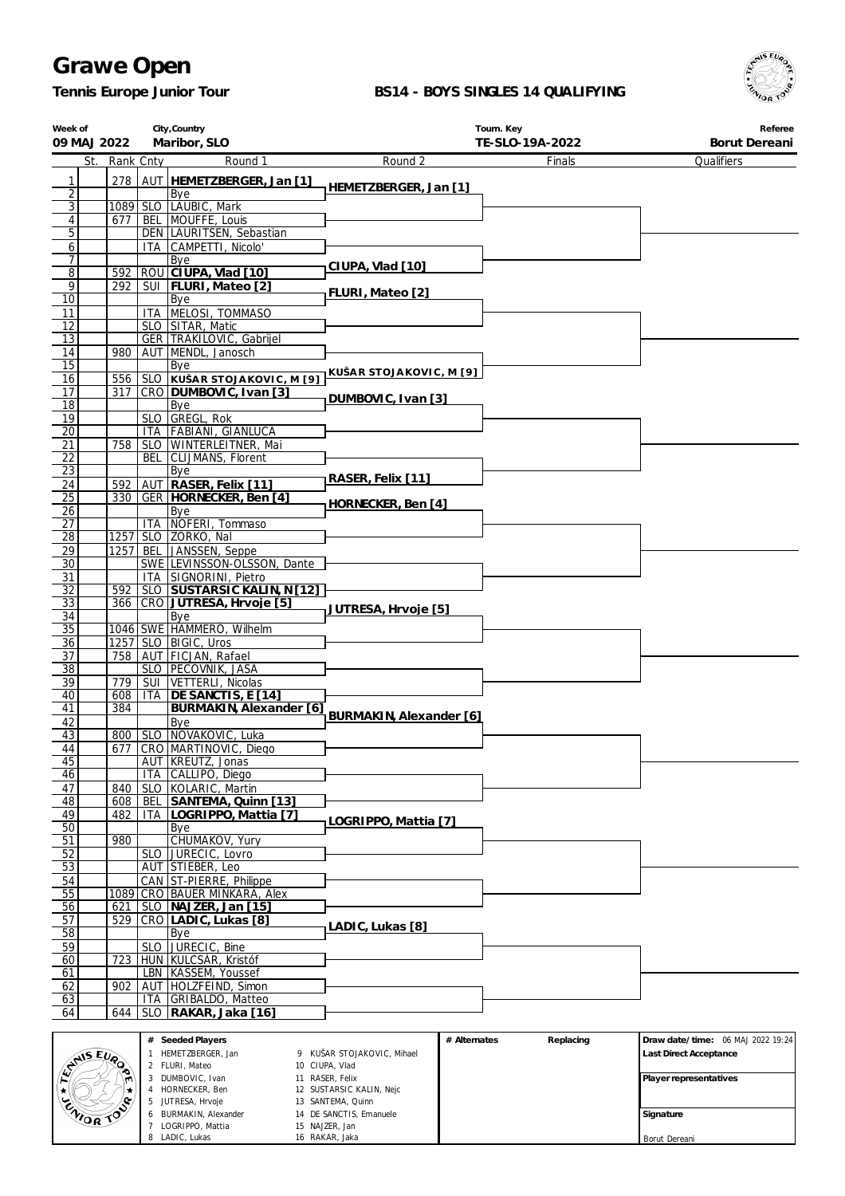# Grawe Open

**Tennis Europe Junior Tour**

**BS14 - BOYS SINGLES 14 QUALIFYING**

| Week of | City,Country | Tourn. Key | Referee |
|---|---|---|---|
| 09 MAJ 2022 | Maribor, SLO | TE-SLO-19A-2022 | Borut Dereani |

| # | St. | Rank | Cnty | Round 1 | Round 2 | Finals | Qualifiers |
|---|---|---|---|---|---|---|---|
| 1 | | 278 | AUT | **HEMETZBERGER, Jan [1]** | HEMETZBERGER, Jan [1] | | |
| 2 | | | | Bye | | | |
| 3 | | 1089 | SLO | LAUBIC, Mark | | | |
| 4 | | 677 | BEL | MOUFFE, Louis | | | |
| 5 | | | DEN | LAURITSEN, Sebastian | | | |
| 6 | | | ITA | CAMPETTI, Nicolo' | | | |
| 7 | | | | Bye | CIUPA, Vlad [10] | | |
| 8 | | 592 | ROU | **CIUPA, Vlad [10]** | | | |
| 9 | | 292 | SUI | **FLURI, Mateo [2]** | FLURI, Mateo [2] | | |
| 10 | | | | Bye | | | |
| 11 | | | ITA | MELOSI, TOMMASO | | | |
| 12 | | | SLO | SITAR, Matic | | | |
| 13 | | | GER | TRAKILOVIC, Gabrijel | | | |
| 14 | | 980 | AUT | MENDL, Janosch | | | |
| 15 | | | | Bye | KUŠAR STOJAKOVIC, M [9] | | |
| 16 | | 556 | SLO | **KUŠAR STOJAKOVIC, M [9]** | | | |
| 17 | | 317 | CRO | **DUMBOVIC, Ivan [3]** | DUMBOVIC, Ivan [3] | | |
| 18 | | | | Bye | | | |
| 19 | | | SLO | GREGL, Rok | | | |
| 20 | | | ITA | FABIANI, GIANLUCA | | | |
| 21 | | 758 | SLO | WINTERLEITNER, Mai | | | |
| 22 | | | BEL | CLIJMANS, Florent | | | |
| 23 | | | | Bye | RASER, Felix [11] | | |
| 24 | | 592 | AUT | **RASER, Felix [11]** | | | |
| 25 | | 330 | GER | **HORNECKER, Ben [4]** | HORNECKER, Ben [4] | | |
| 26 | | | | Bye | | | |
| 27 | | | ITA | NOFERI, Tommaso | | | |
| 28 | | 1257 | SLO | ZORKO, Nal | | | |
| 29 | | 1257 | BEL | JANSSEN, Seppe | | | |
| 30 | | | SWE | LEVINSSON-OLSSON, Dante | | | |
| 31 | | | ITA | SIGNORINI, Pietro | | | |
| 32 | | 592 | SLO | **SUSTARSIC KALIN, N [12]** | | | |
| 33 | | 366 | CRO | **JUTRESA, Hrvoje [5]** | JUTRESA, Hrvoje [5] | | |
| 34 | | | | Bye | | | |
| 35 | | 1046 | SWE | HAMMERO, Wilhelm | | | |
| 36 | | 1257 | SLO | BIGIC, Uros | | | |
| 37 | | 758 | AUT | FICJAN, Rafael | | | |
| 38 | | | SLO | PECOVNIK, JASA | | | |
| 39 | | 779 | SUI | VETTERLI, Nicolas | | | |
| 40 | | 608 | ITA | **DE SANCTIS, E [14]** | | | |
| 41 | | 384 | | **BURMAKIN, Alexander [6]** | BURMAKIN, Alexander [6] | | |
| 42 | | | | Bye | | | |
| 43 | | 800 | SLO | NOVAKOVIC, Luka | | | |
| 44 | | 677 | CRO | MARTINOVIC, Diego | | | |
| 45 | | | AUT | KREUTZ, Jonas | | | |
| 46 | | | ITA | CALLIPO, Diego | | | |
| 47 | | 840 | SLO | KOLARIC, Martin | | | |
| 48 | | 608 | BEL | **SANTEMA, Quinn [13]** | | | |
| 49 | | 482 | ITA | **LOGRIPPO, Mattia [7]** | LOGRIPPO, Mattia [7] | | |
| 50 | | | | Bye | | | |
| 51 | | 980 | | CHUMAKOV, Yury | | | |
| 52 | | | SLO | JURECIC, Lovro | | | |
| 53 | | | AUT | STIEBER, Leo | | | |
| 54 | | | CAN | ST-PIERRE, Philippe | | | |
| 55 | | 1089 | CRO | BAUER MINKARA, Alex | | | |
| 56 | | 621 | SLO | **NAJZER, Jan [15]** | | | |
| 57 | | 529 | CRO | **LADIC, Lukas [8]** | LADIC, Lukas [8] | | |
| 58 | | | | Bye | | | |
| 59 | | | SLO | JURECIC, Bine | | | |
| 60 | | 723 | HUN | KULCSÁR, Kristóf | | | |
| 61 | | | LBN | KASSEM, Youssef | | | |
| 62 | | 902 | AUT | HOLZFEIND, Simon | | | |
| 63 | | | ITA | GRIBALDO, Matteo | | | |
| 64 | | 644 | SLO | **RAKAR, Jaka [16]** | | | |

| # | Seeded Players | # | Seeded Players |
|---|---|---|---|
| 1 | HEMETZBERGER, Jan | 9 | KUŠAR STOJAKOVIC, Mihael |
| 2 | FLURI, Mateo | 10 | CIUPA, Vlad |
| 3 | DUMBOVIC, Ivan | 11 | RASER, Felix |
| 4 | HORNECKER, Ben | 12 | SUSTARSIC KALIN, Nejc |
| 5 | JUTRESA, Hrvoje | 13 | SANTEMA, Quinn |
| 6 | BURMAKIN, Alexander | 14 | DE SANCTIS, Emanuele |
| 7 | LOGRIPPO, Mattia | 15 | NAJZER, Jan |
| 8 | LADIC, Lukas | 16 | RAKAR, Jaka |

| # Alternates | Replacing |
|---|---|
| | |

**Draw date/time:** 06 MAJ 2022 19:24

**Last Direct Acceptance**

**Player representatives**

**Signature**

Borut Dereani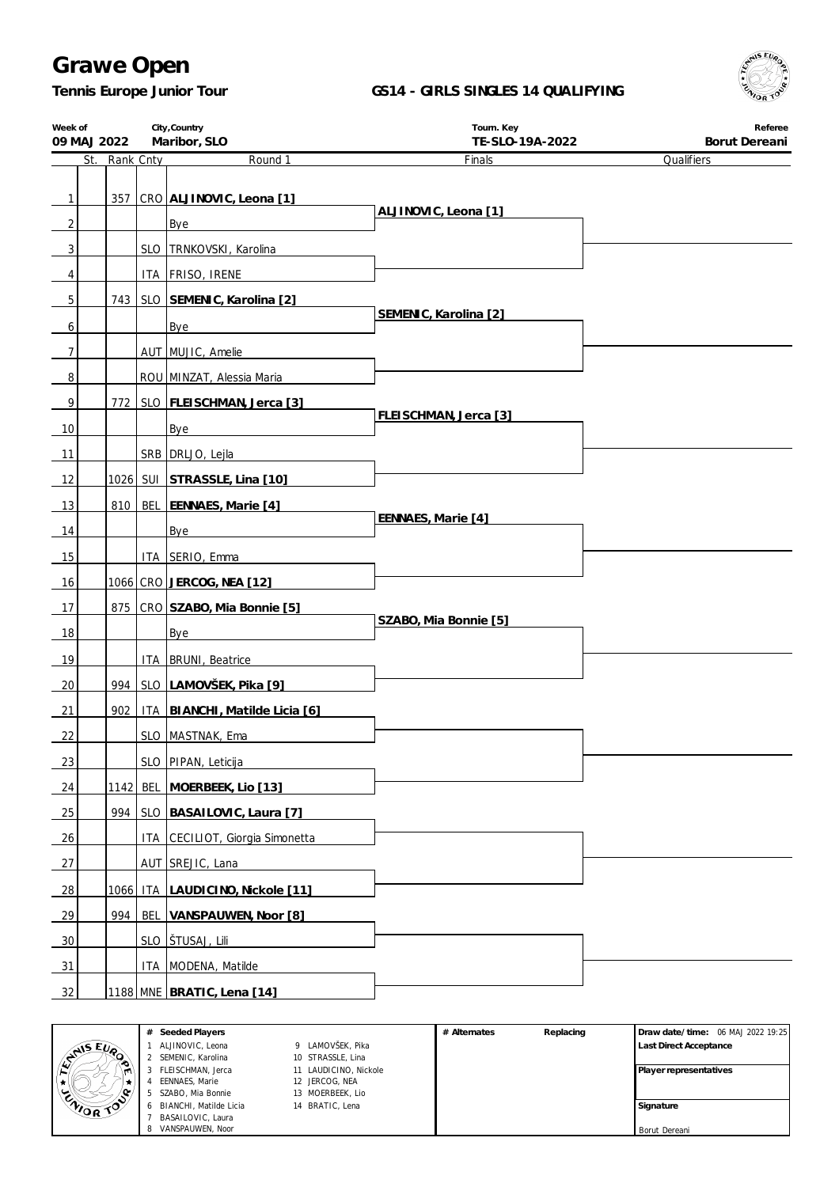# Grawe Open

**Tennis Europe Junior Tour**

**GS14 - GIRLS SINGLES 14 QUALIFYING**

| Week of | City,Country | Tourn. Key | Referee |
|---|---|---|---|
| 09 MAJ 2022 | Maribor, SLO | TE-SLO-19A-2022 | Borut Dereani |

| # | St. | Rank | Cnty | Round 1 | Finals | Qualifiers |
|---|---|---|---|---|---|---|
| 1 | | 357 | CRO | **ALJINOVIC, Leona [1]** | | |
| 2 | | | | Bye | ALJINOVIC, Leona [1] | |
| 3 | | | SLO | TRNKOVSKI, Karolina | | |
| 4 | | | ITA | FRISO, IRENE | | |
| 5 | | 743 | SLO | **SEMENIC, Karolina [2]** | | |
| 6 | | | | Bye | SEMENIC, Karolina [2] | |
| 7 | | | AUT | MUJIC, Amelie | | |
| 8 | | | ROU | MINZAT, Alessia Maria | | |
| 9 | | 772 | SLO | **FLEISCHMAN, Jerca [3]** | | |
| 10 | | | | Bye | FLEISCHMAN, Jerca [3] | |
| 11 | | | SRB | DRLJO, Lejla | | |
| 12 | | 1026 | SUI | **STRASSLE, Lina [10]** | | |
| 13 | | 810 | BEL | **EENNAES, Marie [4]** | | |
| 14 | | | | Bye | EENNAES, Marie [4] | |
| 15 | | | ITA | SERIO, Emma | | |
| 16 | | 1066 | CRO | **JERCOG, NEA [12]** | | |
| 17 | | 875 | CRO | **SZABO, Mia Bonnie [5]** | | |
| 18 | | | | Bye | SZABO, Mia Bonnie [5] | |
| 19 | | | ITA | BRUNI, Beatrice | | |
| 20 | | 994 | SLO | **LAMOVŠEK, Pika [9]** | | |
| 21 | | 902 | ITA | **BIANCHI, Matilde Licia [6]** | | |
| 22 | | | SLO | MASTNAK, Ema | | |
| 23 | | | SLO | PIPAN, Leticija | | |
| 24 | | 1142 | BEL | **MOERBEEK, Lio [13]** | | |
| 25 | | 994 | SLO | **BASAILOVIC, Laura [7]** | | |
| 26 | | | ITA | CECILIOT, Giorgia Simonetta | | |
| 27 | | | AUT | SREJIC, Lana | | |
| 28 | | 1066 | ITA | **LAUDICINO, Nickole [11]** | | |
| 29 | | 994 | BEL | **VANSPAUWEN, Noor [8]** | | |
| 30 | | | SLO | ŠTUSAJ, Lili | | |
| 31 | | | ITA | MODENA, Matilde | | |
| 32 | | 1188 | MNE | **BRATIC, Lena [14]** | | |

| # | Seeded Players | # | Seeded Players |
|---|---|---|---|
| 1 | ALJINOVIC, Leona | 9 | LAMOVŠEK, Pika |
| 2 | SEMENIC, Karolina | 10 | STRASSLE, Lina |
| 3 | FLEISCHMAN, Jerca | 11 | LAUDICINO, Nickole |
| 4 | EENNAES, Marie | 12 | JERCOG, NEA |
| 5 | SZABO, Mia Bonnie | 13 | MOERBEEK, Lio |
| 6 | BIANCHI, Matilde Licia | 14 | BRATIC, Lena |
| 7 | BASAILOVIC, Laura | | |
| 8 | VANSPAUWEN, Noor | | |

# Alternates | Replacing

**Draw date/time:** 06 MAJ 2022 19:25

**Last Direct Acceptance**

**Player representatives**

**Signature**

Borut Dereani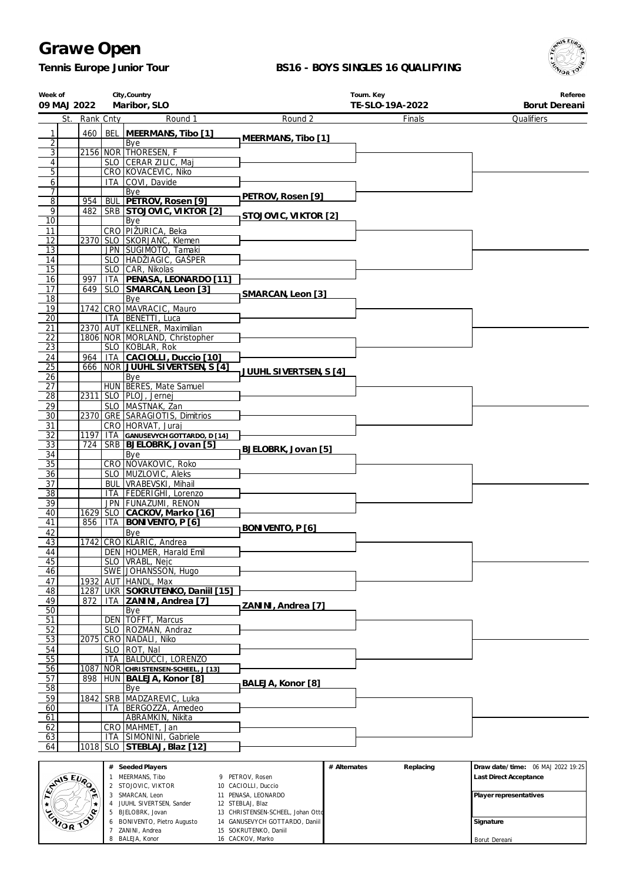# Grawe Open

**Tennis Europe Junior Tour**

**BS16 - BOYS SINGLES 16 QUALIFYING**

| Week of | City,Country | Tourn. Key | Referee |
|---|---|---|---|
| 09 MAJ 2022 | Maribor, SLO | TE-SLO-19A-2022 | Borut Dereani |

| # | St. | Rank | Cnty | Round 1 | Round 2 | Finals | Qualifiers |
|---|---|---|---|---|---|---|---|
| 1 | | 460 | BEL | **MEERMANS, Tibo [1]** | MEERMANS, Tibo [1] | | |
| 2 | | | | Bye | | | |
| 3 | | 2156 | NOR | THORESEN, F | | | |
| 4 | | | SLO | CERAR ZILIC, Maj | | | |
| 5 | | | CRO | KOVACEVIC, Niko | | | |
| 6 | | | ITA | COVI, Davide | | | |
| 7 | | | | Bye | PETROV, Rosen [9] | | |
| 8 | | 954 | BUL | **PETROV, Rosen [9]** | | | |
| 9 | | 482 | SRB | **STOJOVIC, VIKTOR [2]** | STOJOVIC, VIKTOR [2] | | |
| 10 | | | | Bye | | | |
| 11 | | | CRO | PIŽURICA, Beka | | | |
| 12 | | 2370 | SLO | SKORJANC, Klemen | | | |
| 13 | | | JPN | SUGIMOTO, Tamaki | | | |
| 14 | | | SLO | HADŽIAGIC, GAŠPER | | | |
| 15 | | | SLO | CAR, Nikolas | | | |
| 16 | | 997 | ITA | **PENASA, LEONARDO [11]** | | | |
| 17 | | 649 | SLO | **SMARCAN, Leon [3]** | SMARCAN, Leon [3] | | |
| 18 | | | | Bye | | | |
| 19 | | 1742 | CRO | MAVRACIC, Mauro | | | |
| 20 | | | ITA | BENETTI, Luca | | | |
| 21 | | 2370 | AUT | KELLNER, Maximilian | | | |
| 22 | | 1806 | NOR | MORLAND, Christopher | | | |
| 23 | | | SLO | KOBLAR, Rok | | | |
| 24 | | 964 | ITA | **CACIOLLI, Duccio [10]** | | | |
| 25 | | 666 | NOR | **JUUHL SIVERTSEN, S [4]** | JUUHL SIVERTSEN, S [4] | | |
| 26 | | | | Bye | | | |
| 27 | | | HUN | BERES, Mate Samuel | | | |
| 28 | | 2311 | SLO | PLOJ, Jernej | | | |
| 29 | | | SLO | MASTNAK, Zan | | | |
| 30 | | 2370 | GRE | SARAGIOTIS, Dimitrios | | | |
| 31 | | | CRO | HORVAT, Juraj | | | |
| 32 | | 1197 | ITA | **GANUSEVYCH GOTTARDO, D [14]** | | | |
| 33 | | 724 | SRB | **BJELOBRK, Jovan [5]** | BJELOBRK, Jovan [5] | | |
| 34 | | | | Bye | | | |
| 35 | | | CRO | NOVAKOVIC, Roko | | | |
| 36 | | | SLO | MUZLOVIC, Aleks | | | |
| 37 | | | BUL | VRABEVSKI, Mihail | | | |
| 38 | | | ITA | FEDERIGHI, Lorenzo | | | |
| 39 | | | JPN | FUNAZUMI, RENON | | | |
| 40 | | 1629 | SLO | **CACKOV, Marko [16]** | | | |
| 41 | | 856 | ITA | **BONIVENTO, P [6]** | BONIVENTO, P [6] | | |
| 42 | | | | Bye | | | |
| 43 | | 1742 | CRO | KLARIC, Andrea | | | |
| 44 | | | DEN | HOLMER, Harald Emil | | | |
| 45 | | | SLO | VRABL, Nejc | | | |
| 46 | | | SWE | JOHANSSON, Hugo | | | |
| 47 | | 1932 | AUT | HANDL, Max | | | |
| 48 | | 1287 | UKR | **SOKRUTENKO, Daniil [15]** | | | |
| 49 | | 872 | ITA | **ZANINI, Andrea [7]** | ZANINI, Andrea [7] | | |
| 50 | | | | Bye | | | |
| 51 | | | DEN | TOFFT, Marcus | | | |
| 52 | | | SLO | ROZMAN, Andraz | | | |
| 53 | | 2075 | CRO | NADALI, Niko | | | |
| 54 | | | SLO | ROT, Nal | | | |
| 55 | | | ITA | BALDUCCI, LORENZO | | | |
| 56 | | 1087 | NOR | **CHRISTENSEN-SCHEEL, J [13]** | | | |
| 57 | | 898 | HUN | **BALEJA, Konor [8]** | BALEJA, Konor [8] | | |
| 58 | | | | Bye | | | |
| 59 | | 1842 | SRB | MADZAREVIC, Luka | | | |
| 60 | | | ITA | BERGOZZA, Amedeo | | | |
| 61 | | | | ABRAMKIN, Nikita | | | |
| 62 | | | CRO | MAHMET, Jan | | | |
| 63 | | | ITA | SIMONINI, Gabriele | | | |
| 64 | | 1018 | SLO | **STEBLAJ, Blaz [12]** | | | |

| # | Seeded Players | # | Seeded Players |
|---|---|---|---|
| 1 | MEERMANS, Tibo | 9 | PETROV, Rosen |
| 2 | STOJOVIC, VIKTOR | 10 | CACIOLLI, Duccio |
| 3 | SMARCAN, Leon | 11 | PENASA, LEONARDO |
| 4 | JUUHL SIVERTSEN, Sander | 12 | STEBLAJ, Blaz |
| 5 | BJELOBRK, Jovan | 13 | CHRISTENSEN-SCHEEL, Johan Otto |
| 6 | BONIVENTO, Pietro Augusto | 14 | GANUSEVYCH GOTTARDO, Daniil |
| 7 | ZANINI, Andrea | 15 | SOKRUTENKO, Daniil |
| 8 | BALEJA, Konor | 16 | CACKOV, Marko |

| # Alternates | Replacing |
|---|---|
| | |

**Draw date/time:** 06 MAJ 2022 19:25

**Last Direct Acceptance**

**Player representatives**

**Signature**

Borut Dereani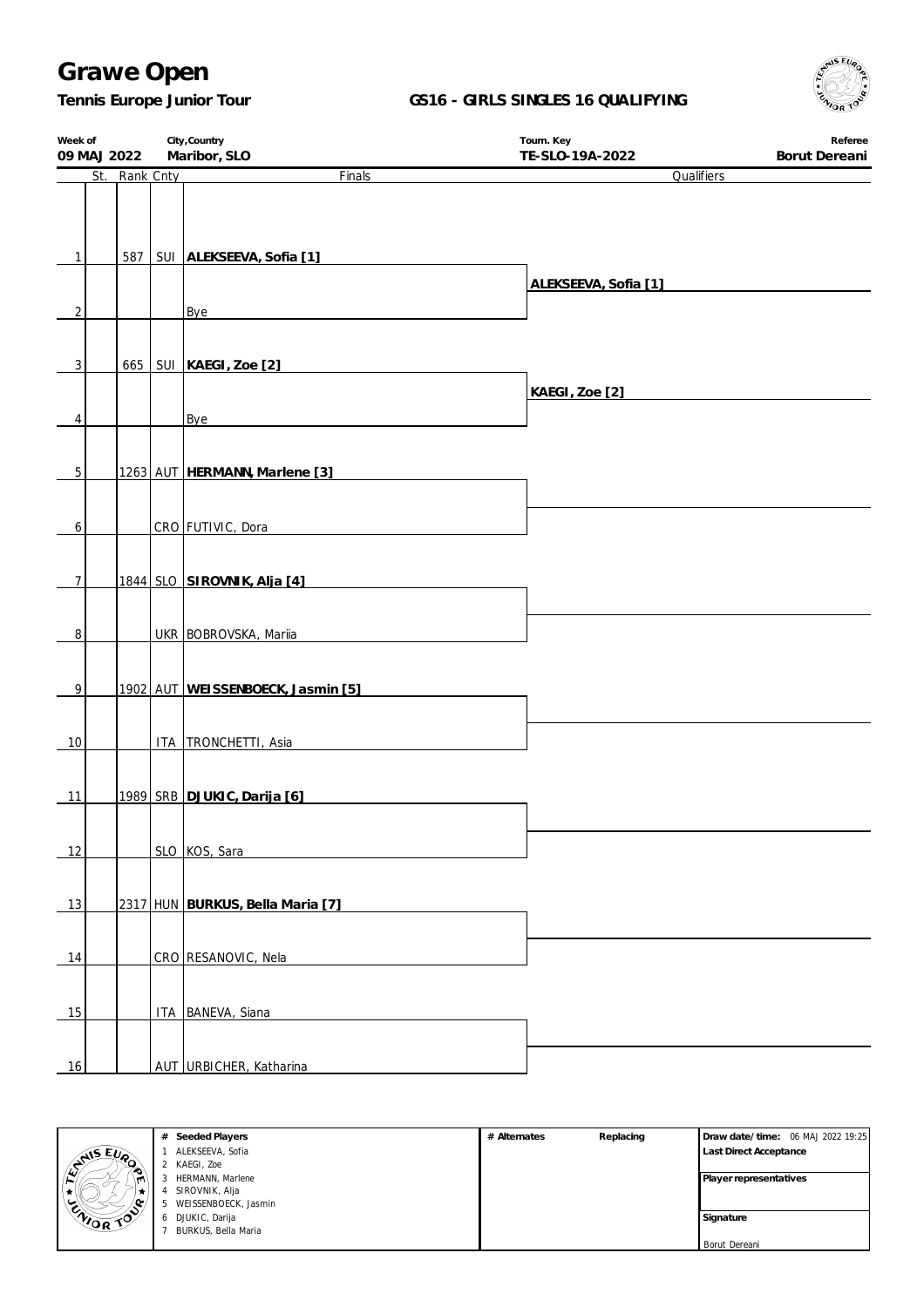# Grawe Open

**Tennis Europe Junior Tour**

**GS16 - GIRLS SINGLES 16 QUALIFYING**

| Week of | City,Country | Tourn. Key | Referee |
|---|---|---|---|
| 09 MAJ 2022 | Maribor, SLO | TE-SLO-19A-2022 | Borut Dereani |

| | St. | Rank | Cnty | Finals | Qualifiers |
|---|---|---|---|---|---|
| 1 | | 587 | SUI | **ALEKSEEVA, Sofia [1]** | |
| | | | | | **ALEKSEEVA, Sofia [1]** |
| 2 | | | | Bye | |
| 3 | | 665 | SUI | **KAEGI, Zoe [2]** | |
| | | | | | **KAEGI, Zoe [2]** |
| 4 | | | | Bye | |
| 5 | | 1263 | AUT | **HERMANN, Marlene [3]** | |
| 6 | | | CRO | FUTIVIC, Dora | |
| 7 | | 1844 | SLO | **SIROVNIK, Alja [4]** | |
| 8 | | | UKR | BOBROVSKA, Mariia | |
| 9 | | 1902 | AUT | **WEISSENBOECK, Jasmin [5]** | |
| 10 | | | ITA | TRONCHETTI, Asia | |
| 11 | | 1989 | SRB | **DJUKIC, Darija [6]** | |
| 12 | | | SLO | KOS, Sara | |
| 13 | | 2317 | HUN | **BURKUS, Bella Maria [7]** | |
| 14 | | | CRO | RESANOVIC, Nela | |
| 15 | | | ITA | BANEVA, Siana | |
| 16 | | | AUT | URBICHER, Katharina | |

| # | Seeded Players | # Alternates | Replacing | |
|---|---|---|---|---|
| 1 | ALEKSEEVA, Sofia | | | **Draw date/time:** 06 MAJ 2022 19:25 |
| 2 | KAEGI, Zoe | | | **Last Direct Acceptance** |
| 3 | HERMANN, Marlene | | | |
| 4 | SIROVNIK, Alja | | | **Player representatives** |
| 5 | WEISSENBOECK, Jasmin | | | |
| 6 | DJUKIC, Darija | | | **Signature** |
| 7 | BURKUS, Bella Maria | | | Borut Dereani |